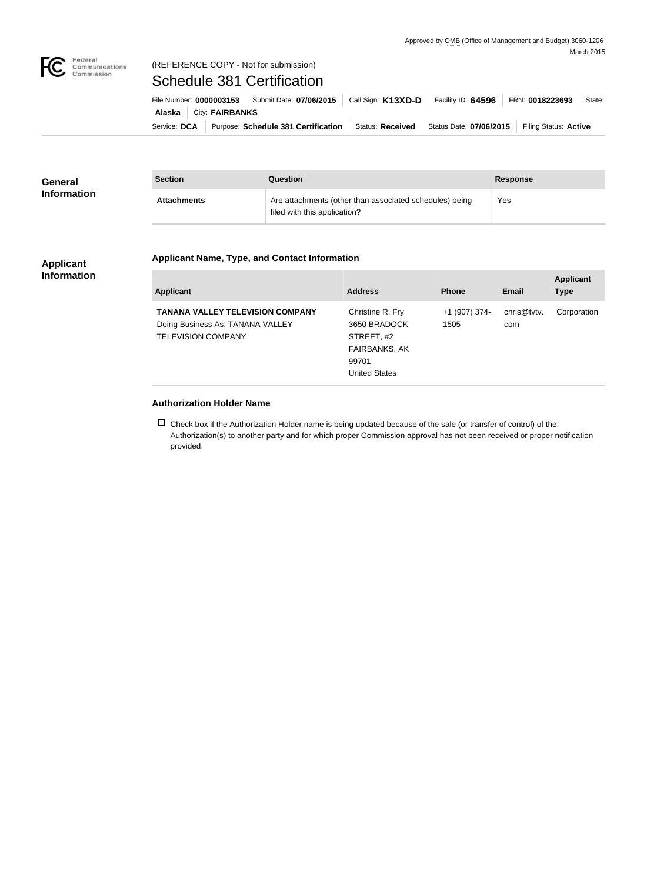Approved by OMB (Office of Management and Budget) 3060-1206
March 2015

(REFERENCE COPY - Not for submission)

# Schedule 381 Certification

File Number: **0000003153** | Submit Date: **07/06/2015** | Call Sign: **K13XD-D** | Facility ID: **64596** | FRN: **0018223693** | State: **Alaska** | City: **FAIRBANKS**

Service: **DCA** | Purpose: **Schedule 381 Certification** | Status: **Received** | Status Date: **07/06/2015** | Filing Status: **Active**

## General Information

| Section | Question | Response |
| --- | --- | --- |
| Attachments | Are attachments (other than associated schedules) being filed with this application? | Yes |

## Applicant Information

### Applicant Name, Type, and Contact Information

| Applicant | Address | Phone | Email | Applicant Type |
| --- | --- | --- | --- | --- |
| **TANANA VALLEY TELEVISION COMPANY** Doing Business As: TANANA VALLEY TELEVISION COMPANY | Christine R. Fry 3650 BRADOCK STREET, #2 FAIRBANKS, AK 99701 United States | +1 (907) 374-1505 | chris@tvtv.com | Corporation |

### Authorization Holder Name

☐ Check box if the Authorization Holder name is being updated because of the sale (or transfer of control) of the Authorization(s) to another party and for which proper Commission approval has not been received or proper notification provided.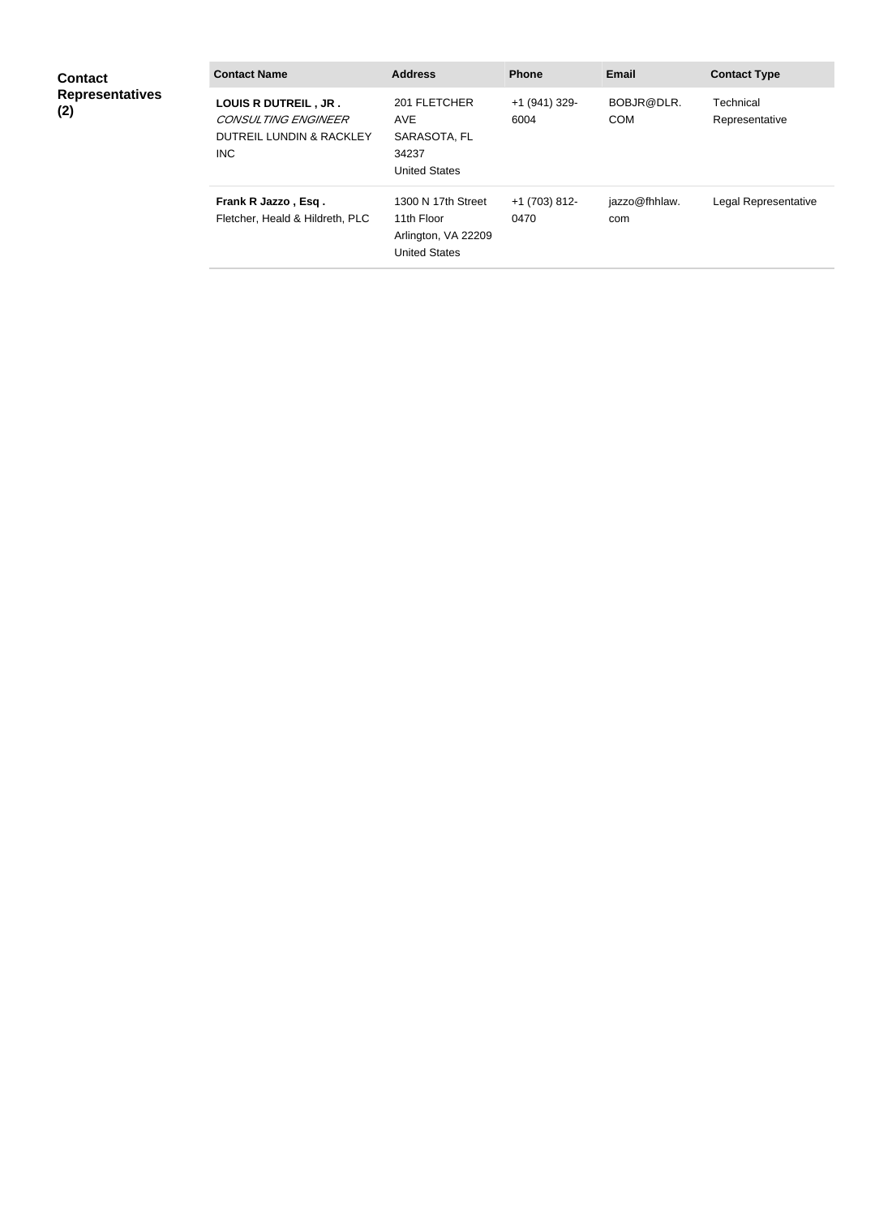**Contact Representatives (2)**

| Contact Name | Address | Phone | Email | Contact Type |
|---|---|---|---|---|
| **LOUIS R DUTREIL , JR .** *CONSULTING ENGINEER* DUTREIL LUNDIN & RACKLEY INC | 201 FLETCHER AVE SARASOTA, FL 34237 United States | +1 (941) 329-6004 | BOBJR@DLR.COM | Technical Representative |
| **Frank R Jazzo , Esq .** Fletcher, Heald & Hildreth, PLC | 1300 N 17th Street 11th Floor Arlington, VA 22209 United States | +1 (703) 812-0470 | jazzo@fhhlaw.com | Legal Representative |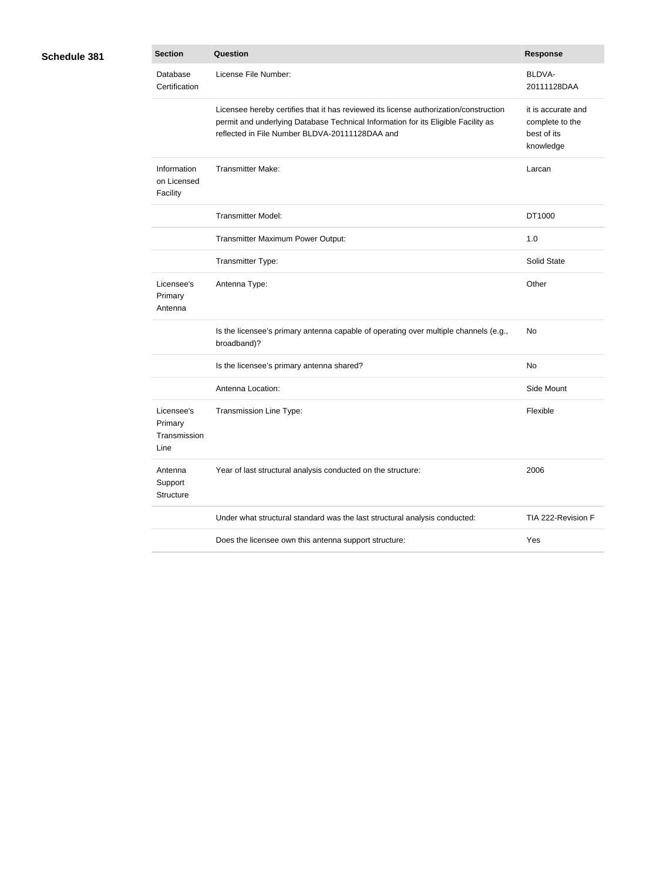**Schedule 381**

| Section | Question | Response |
| --- | --- | --- |
| Database Certification | License File Number: | BLDVA-20111128DAA |
| | Licensee hereby certifies that it has reviewed its license authorization/construction permit and underlying Database Technical Information for its Eligible Facility as reflected in File Number BLDVA-20111128DAA and | it is accurate and complete to the best of its knowledge |
| Information on Licensed Facility | Transmitter Make: | Larcan |
| | Transmitter Model: | DT1000 |
| | Transmitter Maximum Power Output: | 1.0 |
| | Transmitter Type: | Solid State |
| Licensee's Primary Antenna | Antenna Type: | Other |
| | Is the licensee's primary antenna capable of operating over multiple channels (e.g., broadband)? | No |
| | Is the licensee's primary antenna shared? | No |
| | Antenna Location: | Side Mount |
| Licensee's Primary Transmission Line | Transmission Line Type: | Flexible |
| Antenna Support Structure | Year of last structural analysis conducted on the structure: | 2006 |
| | Under what structural standard was the last structural analysis conducted: | TIA 222-Revision F |
| | Does the licensee own this antenna support structure: | Yes |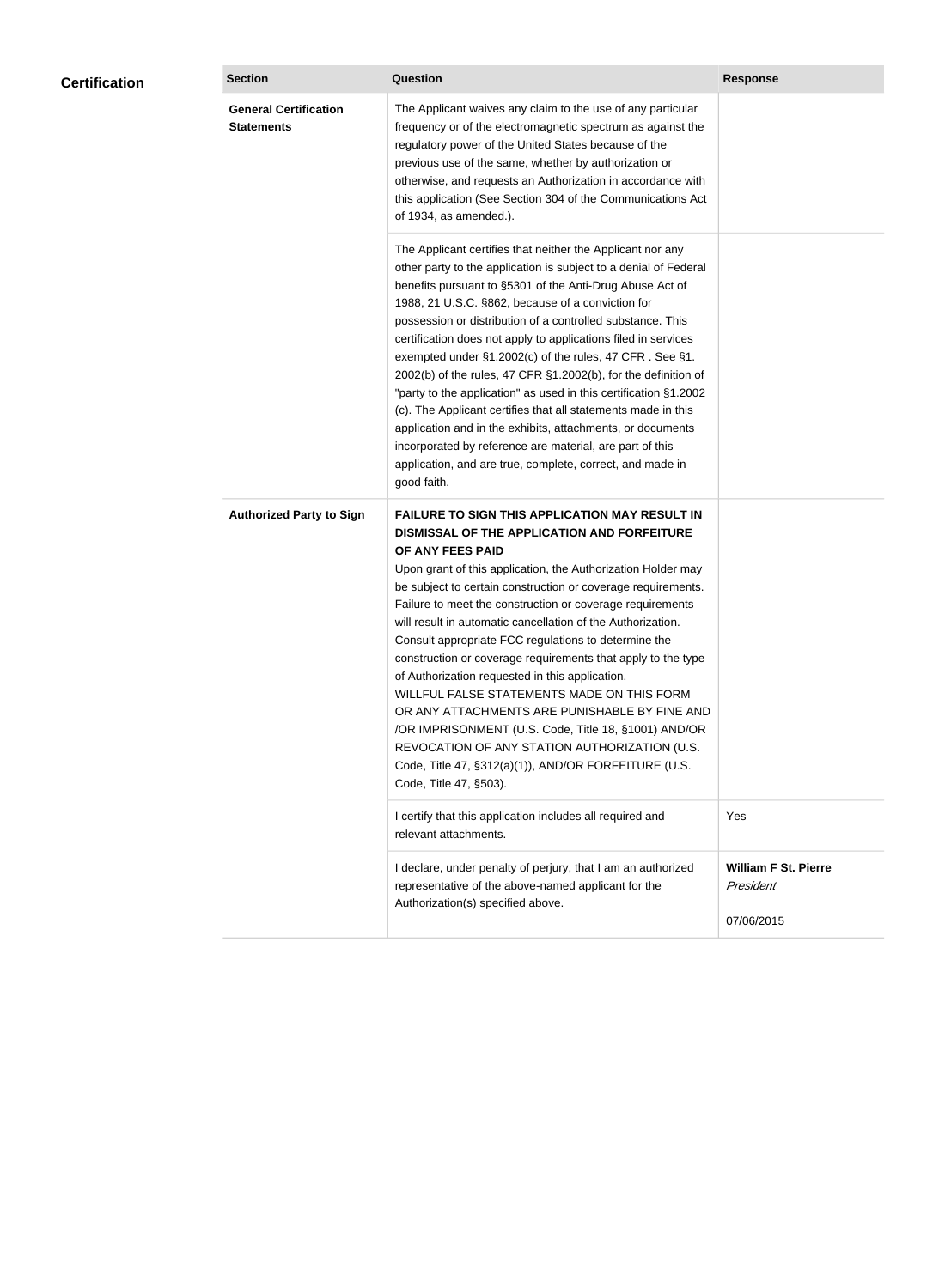## Certification

| Section | Question | Response |
| --- | --- | --- |
| **General Certification Statements** | The Applicant waives any claim to the use of any particular frequency or of the electromagnetic spectrum as against the regulatory power of the United States because of the previous use of the same, whether by authorization or otherwise, and requests an Authorization in accordance with this application (See Section 304 of the Communications Act of 1934, as amended.). | |
| | The Applicant certifies that neither the Applicant nor any other party to the application is subject to a denial of Federal benefits pursuant to §5301 of the Anti-Drug Abuse Act of 1988, 21 U.S.C. §862, because of a conviction for possession or distribution of a controlled substance. This certification does not apply to applications filed in services exempted under §1.2002(c) of the rules, 47 CFR . See §1. 2002(b) of the rules, 47 CFR §1.2002(b), for the definition of "party to the application" as used in this certification §1.2002 (c). The Applicant certifies that all statements made in this application and in the exhibits, attachments, or documents incorporated by reference are material, are part of this application, and are true, complete, correct, and made in good faith. | |
| **Authorized Party to Sign** | **FAILURE TO SIGN THIS APPLICATION MAY RESULT IN DISMISSAL OF THE APPLICATION AND FORFEITURE OF ANY FEES PAID** Upon grant of this application, the Authorization Holder may be subject to certain construction or coverage requirements. Failure to meet the construction or coverage requirements will result in automatic cancellation of the Authorization. Consult appropriate FCC regulations to determine the construction or coverage requirements that apply to the type of Authorization requested in this application. WILLFUL FALSE STATEMENTS MADE ON THIS FORM OR ANY ATTACHMENTS ARE PUNISHABLE BY FINE AND /OR IMPRISONMENT (U.S. Code, Title 18, §1001) AND/OR REVOCATION OF ANY STATION AUTHORIZATION (U.S. Code, Title 47, §312(a)(1)), AND/OR FORFEITURE (U.S. Code, Title 47, §503). | |
| | I certify that this application includes all required and relevant attachments. | Yes |
| | I declare, under penalty of perjury, that I am an authorized representative of the above-named applicant for the Authorization(s) specified above. | **William F St. Pierre** *President* 07/06/2015 |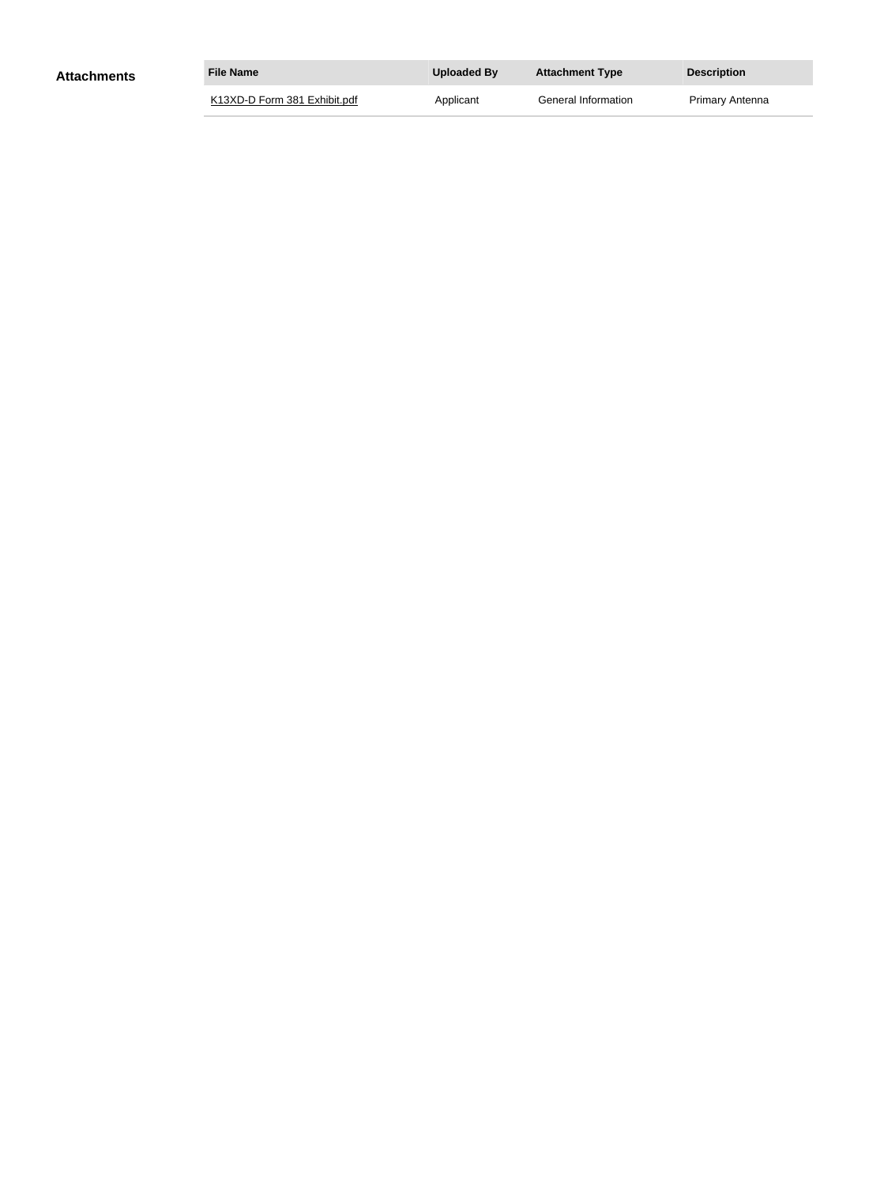**Attachments**

| File Name | Uploaded By | Attachment Type | Description |
| --- | --- | --- | --- |
| K13XD-D Form 381 Exhibit.pdf | Applicant | General Information | Primary Antenna |